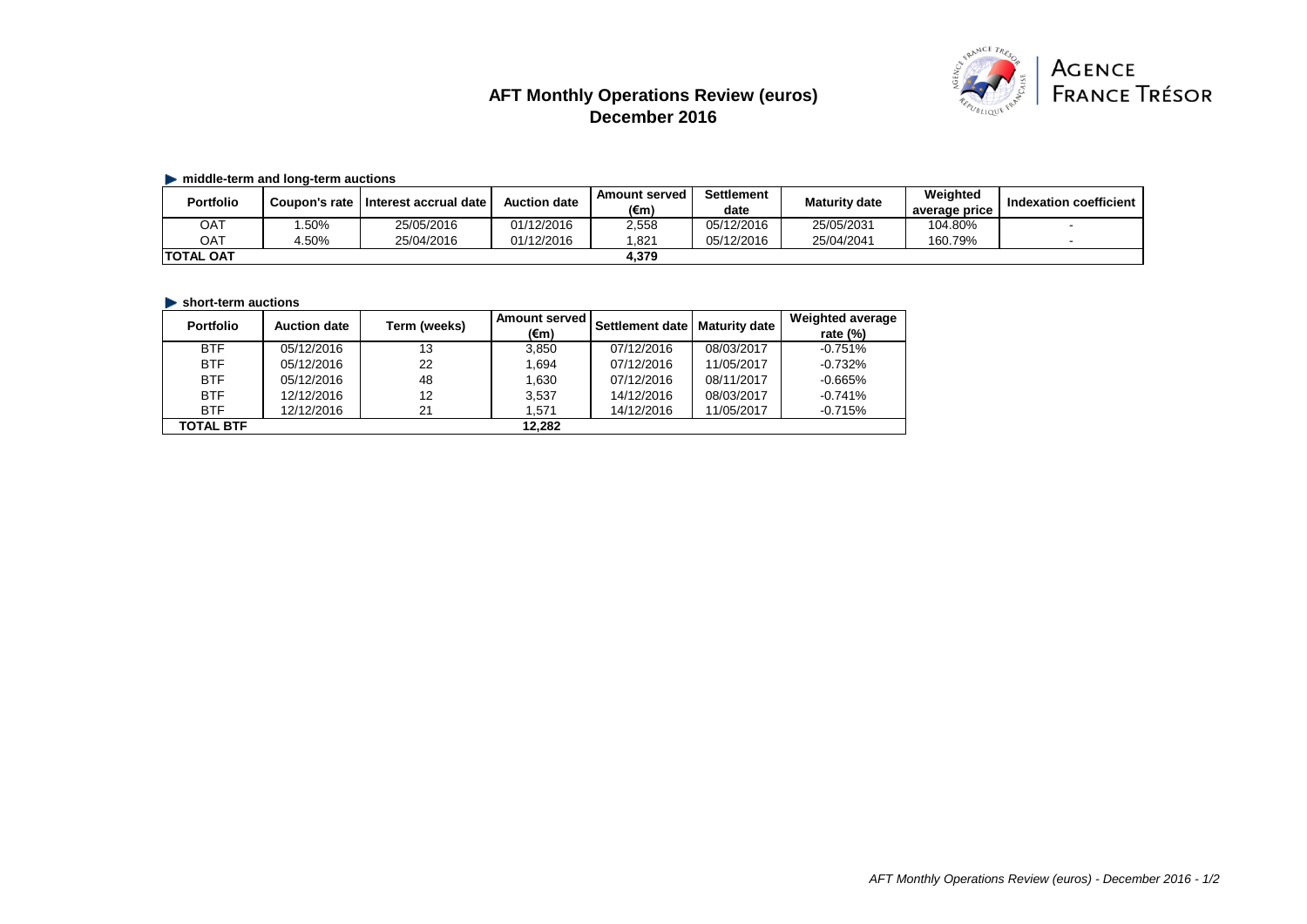# AFT Monthly Operations Review (euros)
## December 2016

**middle-term and long-term auctions**

| Portfolio | Coupon's rate | Interest accrual date | Auction date | Amount served (€m) | Settlement date | Maturity date | Weighted average price | Indexation coefficient |
|---|---|---|---|---|---|---|---|---|
| OAT | 1.50% | 25/05/2016 | 01/12/2016 | 2,558 | 05/12/2016 | 25/05/2031 | 104.80% | - |
| OAT | 4.50% | 25/04/2016 | 01/12/2016 | 1,821 | 05/12/2016 | 25/04/2041 | 160.79% | - |
| **TOTAL OAT** | | | | **4,379** | | | | |

**short-term auctions**

| Portfolio | Auction date | Term (weeks) | Amount served (€m) | Settlement date | Maturity date | Weighted average rate (%) |
|---|---|---|---|---|---|---|
| BTF | 05/12/2016 | 13 | 3,850 | 07/12/2016 | 08/03/2017 | -0.751% |
| BTF | 05/12/2016 | 22 | 1,694 | 07/12/2016 | 11/05/2017 | -0.732% |
| BTF | 05/12/2016 | 48 | 1,630 | 07/12/2016 | 08/11/2017 | -0.665% |
| BTF | 12/12/2016 | 12 | 3,537 | 14/12/2016 | 08/03/2017 | -0.741% |
| BTF | 12/12/2016 | 21 | 1,571 | 14/12/2016 | 11/05/2017 | -0.715% |
| **TOTAL BTF** | | | **12,282** | | | |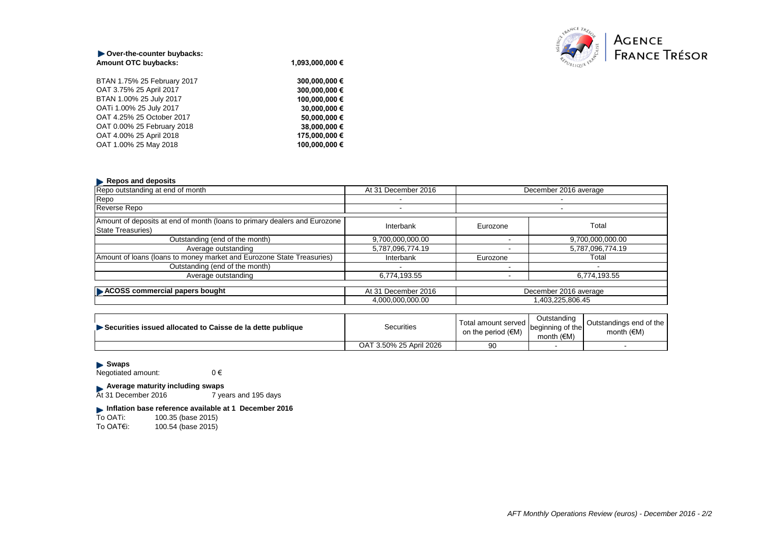### Over-the-counter buybacks:

| | |
|---|---|
| **Amount OTC buybacks:** | **1,093,000,000 €** |
| BTAN 1.75% 25 February 2017 | **300,000,000 €** |
| OAT 3.75% 25 April 2017 | **300,000,000 €** |
| BTAN 1.00% 25 July 2017 | **100,000,000 €** |
| OATi 1.00% 25 July 2017 | **30,000,000 €** |
| OAT 4.25% 25 October 2017 | **50,000,000 €** |
| OAT 0.00% 25 February 2018 | **38,000,000 €** |
| OAT 4.00% 25 April 2018 | **175,000,000 €** |
| OAT 1.00% 25 May 2018 | **100,000,000 €** |

### Repos and deposits

| Repo outstanding at end of month | At 31 December 2016 | December 2016 average | |
|---|---|---|---|
| Repo | - | - | |
| Reverse Repo | - | - | |
| Amount of deposits at end of month (loans to primary dealers and Eurozone State Treasuries) | Interbank | Eurozone | Total |
| Outstanding (end of the month) | 9,700,000,000.00 | - | 9,700,000,000.00 |
| Average outstanding | 5,787,096,774.19 | - | 5,787,096,774.19 |
| Amount of loans (loans to money market and Eurozone State Treasuries) | Interbank | Eurozone | Total |
| Outstanding (end of the month) | - | - | - |
| Average outstanding | 6,774,193.55 | - | 6,774,193.55 |

| ACOSS commercial papers bought | At 31 December 2016 | December 2016 average |
|---|---|---|
| | 4,000,000,000.00 | 1,403,225,806.45 |

| Securities issued allocated to Caisse de la dette publique | Securities | Total amount served on the period (€M) | Outstanding beginning of the month (€M) | Outstandings end of the month (€M) |
|---|---|---|---|---|
| | OAT 3.50% 25 April 2026 | 90 | - | - |

### Swaps

Negotiated amount: 0 €

### Average maturity including swaps

At 31 December 2016 7 years and 195 days

### Inflation base reference available at 1 December 2016

To OATi: 100.35 (base 2015)

To OAT€i: 100.54 (base 2015)